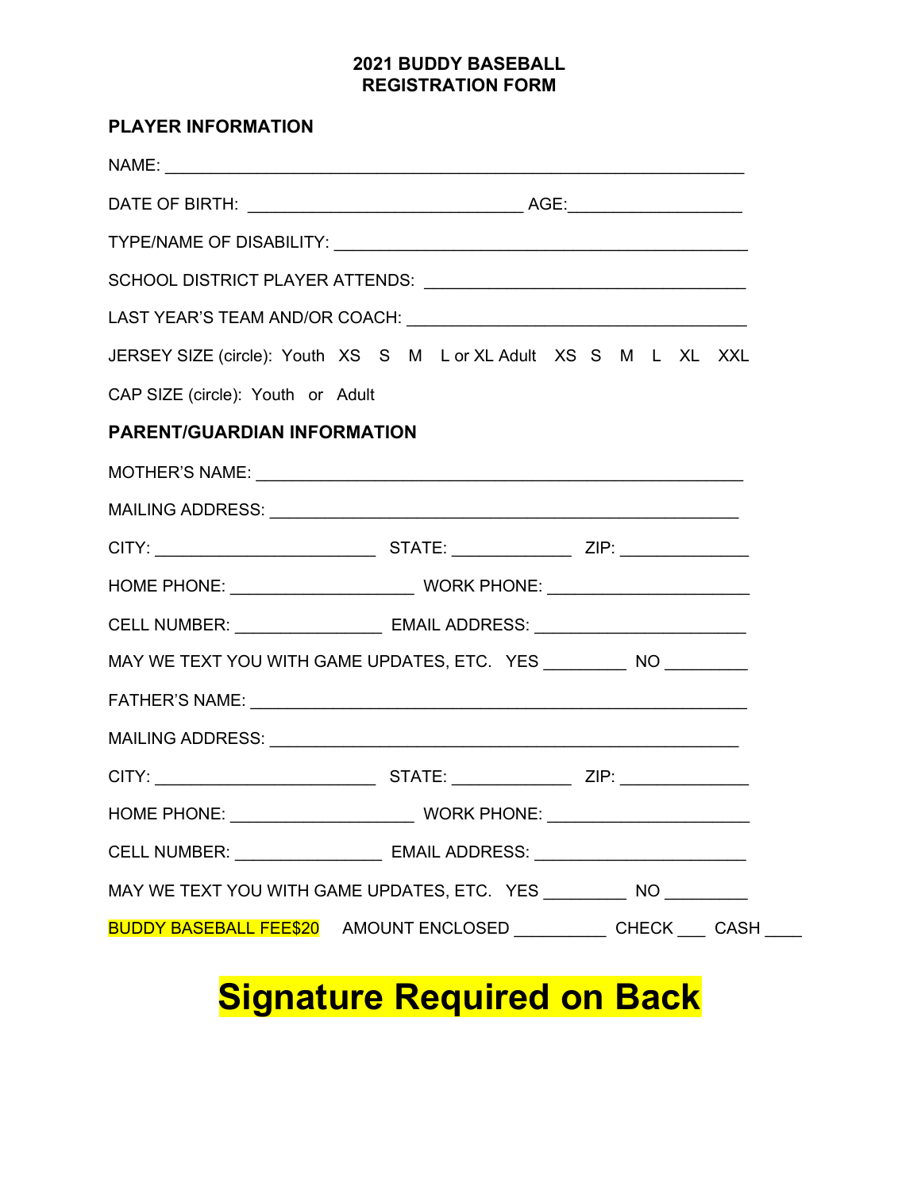# 2021 BUDDY BASEBALL
# REGISTRATION FORM

## PLAYER INFORMATION

NAME: ____________________________________________________________

DATE OF BIRTH: _____________________________ AGE:__________________

TYPE/NAME OF DISABILITY: ____________________________________________

SCHOOL DISTRICT PLAYER ATTENDS: ___________________________________

LAST YEAR'S TEAM AND/OR COACH: ____________________________________

JERSEY SIZE (circle): Youth XS S M L or XL Adult XS S M L XL XXL

CAP SIZE (circle): Youth or Adult

## PARENT/GUARDIAN INFORMATION

MOTHER'S NAME: ___________________________________________________

MAILING ADDRESS: _________________________________________________

CITY: _______________________ STATE: ____________ ZIP: _____________

HOME PHONE: ___________________ WORK PHONE: ____________________

CELL NUMBER: _______________ EMAIL ADDRESS: ______________________

MAY WE TEXT YOU WITH GAME UPDATES, ETC. YES ________ NO ________

FATHER'S NAME: ___________________________________________________

MAILING ADDRESS: _________________________________________________

CITY: _______________________ STATE: ____________ ZIP: _____________

HOME PHONE: ___________________ WORK PHONE: ____________________

CELL NUMBER: _______________ EMAIL ADDRESS: ______________________

MAY WE TEXT YOU WITH GAME UPDATES, ETC. YES ________ NO ________

BUDDY BASEBALL FEE$20 AMOUNT ENCLOSED _________ CHECK ___ CASH ____

# Signature Required on Back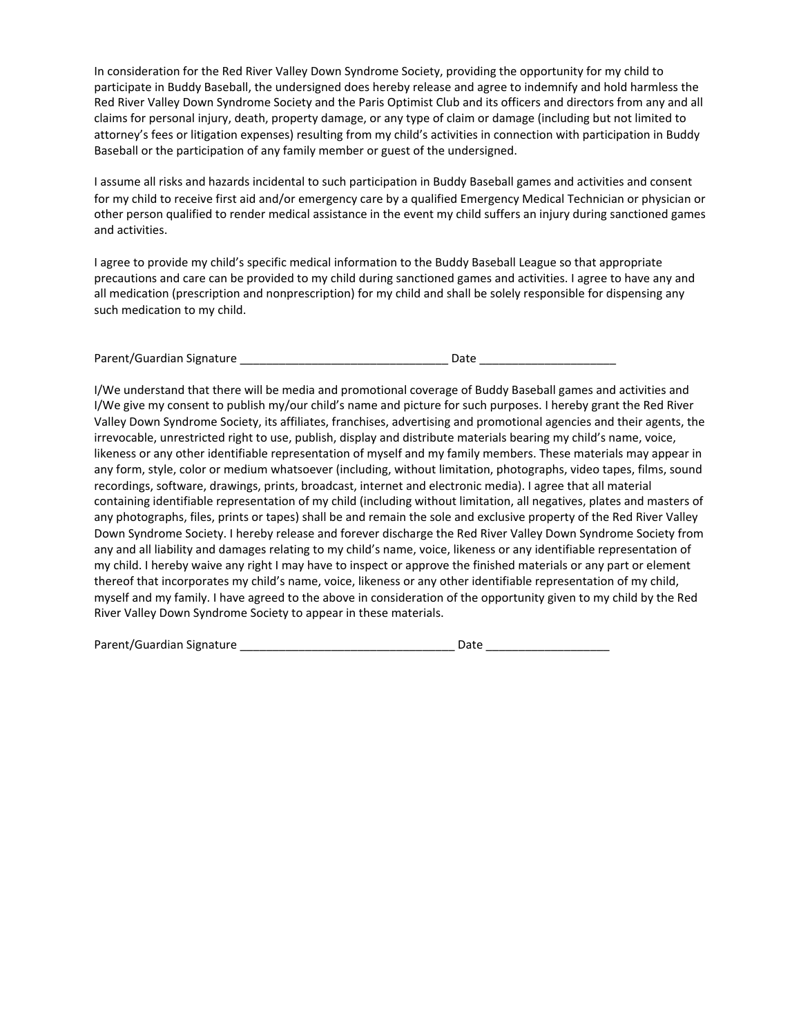In consideration for the Red River Valley Down Syndrome Society, providing the opportunity for my child to participate in Buddy Baseball, the undersigned does hereby release and agree to indemnify and hold harmless the Red River Valley Down Syndrome Society and the Paris Optimist Club and its officers and directors from any and all claims for personal injury, death, property damage, or any type of claim or damage (including but not limited to attorney's fees or litigation expenses) resulting from my child's activities in connection with participation in Buddy Baseball or the participation of any family member or guest of the undersigned.

I assume all risks and hazards incidental to such participation in Buddy Baseball games and activities and consent for my child to receive first aid and/or emergency care by a qualified Emergency Medical Technician or physician or other person qualified to render medical assistance in the event my child suffers an injury during sanctioned games and activities.

I agree to provide my child's specific medical information to the Buddy Baseball League so that appropriate precautions and care can be provided to my child during sanctioned games and activities. I agree to have any and all medication (prescription and nonprescription) for my child and shall be solely responsible for dispensing any such medication to my child.

Parent/Guardian Signature ________________________________ Date _____________________

I/We understand that there will be media and promotional coverage of Buddy Baseball games and activities and I/We give my consent to publish my/our child's name and picture for such purposes. I hereby grant the Red River Valley Down Syndrome Society, its affiliates, franchises, advertising and promotional agencies and their agents, the irrevocable, unrestricted right to use, publish, display and distribute materials bearing my child's name, voice, likeness or any other identifiable representation of myself and my family members. These materials may appear in any form, style, color or medium whatsoever (including, without limitation, photographs, video tapes, films, sound recordings, software, drawings, prints, broadcast, internet and electronic media). I agree that all material containing identifiable representation of my child (including without limitation, all negatives, plates and masters of any photographs, files, prints or tapes) shall be and remain the sole and exclusive property of the Red River Valley Down Syndrome Society. I hereby release and forever discharge the Red River Valley Down Syndrome Society from any and all liability and damages relating to my child's name, voice, likeness or any identifiable representation of my child. I hereby waive any right I may have to inspect or approve the finished materials or any part or element thereof that incorporates my child's name, voice, likeness or any other identifiable representation of my child, myself and my family. I have agreed to the above in consideration of the opportunity given to my child by the Red River Valley Down Syndrome Society to appear in these materials.

Parent/Guardian Signature _________________________________ Date ___________________